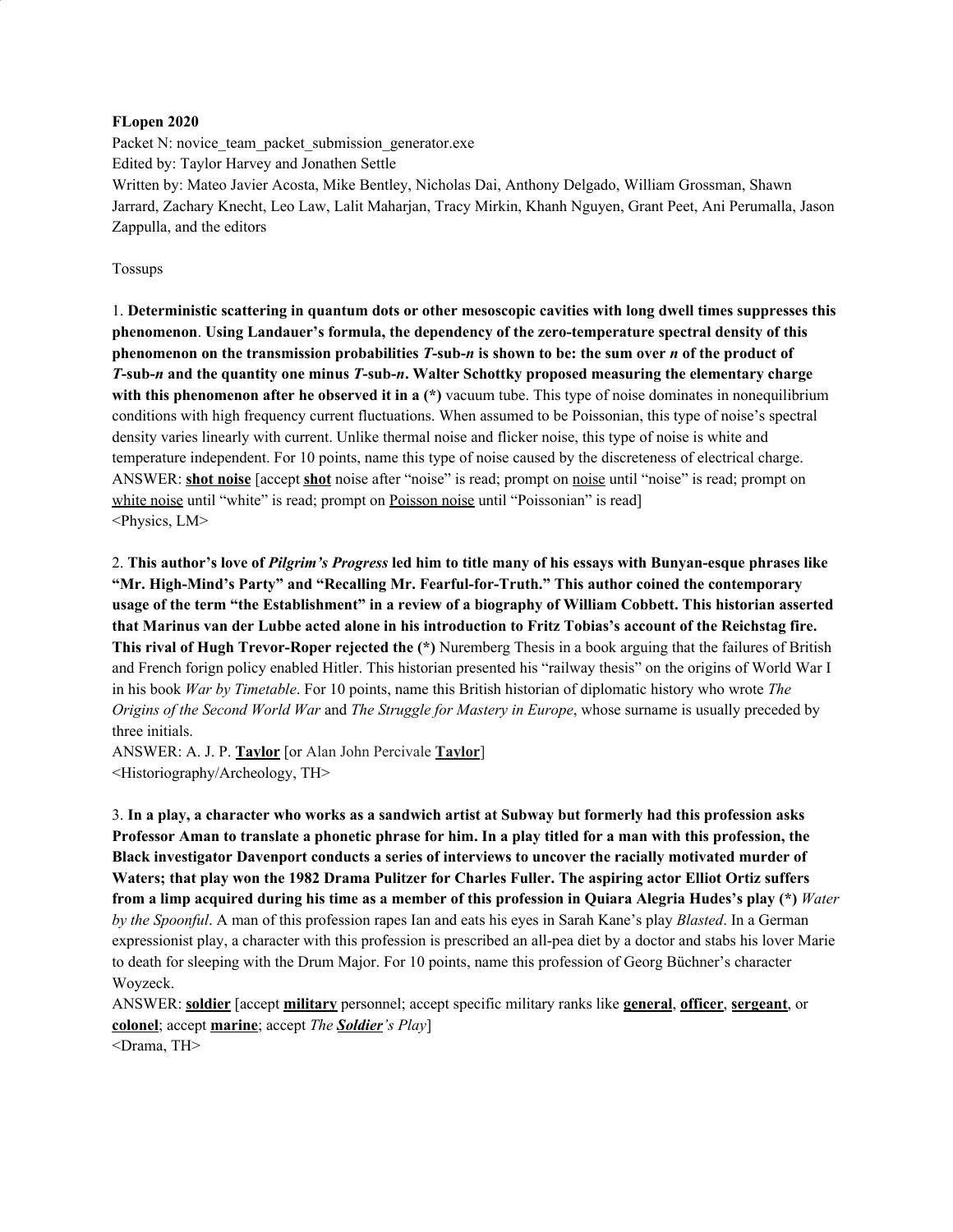**FLopen 2020**

Packet N: novice_team_packet_submission_generator.exe

Edited by: Taylor Harvey and Jonathen Settle

Written by: Mateo Javier Acosta, Mike Bentley, Nicholas Dai, Anthony Delgado, William Grossman, Shawn Jarrard, Zachary Knecht, Leo Law, Lalit Maharjan, Tracy Mirkin, Khanh Nguyen, Grant Peet, Ani Perumalla, Jason Zappulla, and the editors

Tossups

1. **Deterministic scattering in quantum dots or other mesoscopic cavities with long dwell times suppresses this phenomenon**. **Using Landauer's formula, the dependency of the zero-temperature spectral density of this phenomenon on the transmission probabilities *T*-sub-*n* is shown to be: the sum over *n* of the product of *T*-sub-*n* and the quantity one minus *T*-sub-*n*. Walter Schottky proposed measuring the elementary charge with this phenomenon after he observed it in a (\*)** vacuum tube. This type of noise dominates in nonequilibrium conditions with high frequency current fluctuations. When assumed to be Poissonian, this type of noise's spectral density varies linearly with current. Unlike thermal noise and flicker noise, this type of noise is white and temperature independent. For 10 points, name this type of noise caused by the discreteness of electrical charge.
ANSWER: **shot noise** [accept **shot** noise after "noise" is read; prompt on noise until "noise" is read; prompt on white noise until "white" is read; prompt on Poisson noise until "Poissonian" is read]
<Physics, LM>

2. **This author's love of *Pilgrim's Progress* led him to title many of his essays with Bunyan-esque phrases like "Mr. High-Mind's Party" and "Recalling Mr. Fearful-for-Truth." This author coined the contemporary usage of the term "the Establishment" in a review of a biography of William Cobbett. This historian asserted that Marinus van der Lubbe acted alone in his introduction to Fritz Tobias's account of the Reichstag fire. This rival of Hugh Trevor-Roper rejected the (\*)** Nuremberg Thesis in a book arguing that the failures of British and French forign policy enabled Hitler. This historian presented his "railway thesis" on the origins of World War I in his book *War by Timetable*. For 10 points, name this British historian of diplomatic history who wrote *The Origins of the Second World War* and *The Struggle for Mastery in Europe*, whose surname is usually preceded by three initials.
ANSWER: A. J. P. **Taylor** [or Alan John Percivale **Taylor**]
<Historiography/Archeology, TH>

3. **In a play, a character who works as a sandwich artist at Subway but formerly had this profession asks Professor Aman to translate a phonetic phrase for him. In a play titled for a man with this profession, the Black investigator Davenport conducts a series of interviews to uncover the racially motivated murder of Waters; that play won the 1982 Drama Pulitzer for Charles Fuller. The aspiring actor Elliot Ortiz suffers from a limp acquired during his time as a member of this profession in Quiara Alegria Hudes's play (\*)** *Water by the Spoonful*. A man of this profession rapes Ian and eats his eyes in Sarah Kane's play *Blasted*. In a German expressionist play, a character with this profession is prescribed an all-pea diet by a doctor and stabs his lover Marie to death for sleeping with the Drum Major. For 10 points, name this profession of Georg Büchner's character Woyzeck.
ANSWER: **soldier** [accept **military** personnel; accept specific military ranks like **general**, **officer**, **sergeant**, or **colonel**; accept **marine**; accept *The **Soldier**'s Play*]
<Drama, TH>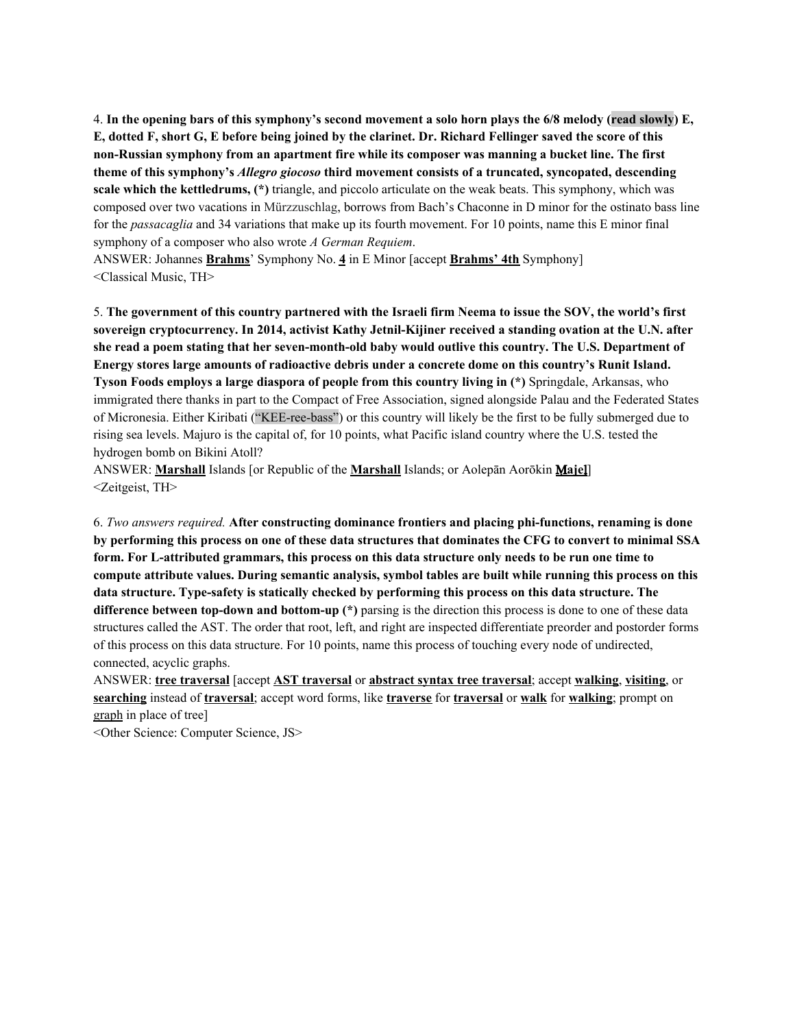4. **In the opening bars of this symphony's second movement a solo horn plays the 6/8 melody (read slowly) E, E, dotted F, short G, E before being joined by the clarinet. Dr. Richard Fellinger saved the score of this non-Russian symphony from an apartment fire while its composer was manning a bucket line. The first theme of this symphony's *Allegro giocoso* third movement consists of a truncated, syncopated, descending scale which the kettledrums, (*)** triangle, and piccolo articulate on the weak beats. This symphony, which was composed over two vacations in Mürzzuschlag, borrows from Bach's Chaconne in D minor for the ostinato bass line for the *passacaglia* and 34 variations that make up its fourth movement. For 10 points, name this E minor final symphony of a composer who also wrote *A German Requiem*.

ANSWER: Johannes **<u>Brahms</u>**' Symphony No. **<u>4</u>** in E Minor [accept **<u>Brahms' 4th</u>** Symphony]

<Classical Music, TH>

5. **The government of this country partnered with the Israeli firm Neema to issue the SOV, the world's first sovereign cryptocurrency. In 2014, activist Kathy Jetnil-Kijiner received a standing ovation at the U.N. after she read a poem stating that her seven-month-old baby would outlive this country. The U.S. Department of Energy stores large amounts of radioactive debris under a concrete dome on this country's Runit Island. Tyson Foods employs a large diaspora of people from this country living in (*)** Springdale, Arkansas, who immigrated there thanks in part to the Compact of Free Association, signed alongside Palau and the Federated States of Micronesia. Either Kiribati ("KEE-ree-bass") or this country will likely be the first to be fully submerged due to rising sea levels. Majuro is the capital of, for 10 points, what Pacific island country where the U.S. tested the hydrogen bomb on Bikini Atoll?

ANSWER: **<u>Marshall</u>** Islands [or Republic of the **<u>Marshall</u>** Islands; or Aolepān Aorōkin **<u>M̧ajeļ</u>**]

<Zeitgeist, TH>

6. *Two answers required.* **After constructing dominance frontiers and placing phi-functions, renaming is done by performing this process on one of these data structures that dominates the CFG to convert to minimal SSA form. For L-attributed grammars, this process on this data structure only needs to be run one time to compute attribute values. During semantic analysis, symbol tables are built while running this process on this data structure. Type-safety is statically checked by performing this process on this data structure. The difference between top-down and bottom-up (*)** parsing is the direction this process is done to one of these data structures called the AST. The order that root, left, and right are inspected differentiate preorder and postorder forms of this process on this data structure. For 10 points, name this process of touching every node of undirected, connected, acyclic graphs.

ANSWER: **<u>tree traversal</u>** [accept **<u>AST traversal</u>** or **<u>abstract syntax tree traversal</u>**; accept **<u>walking</u>**, **<u>visiting</u>**, or **<u>searching</u>** instead of **<u>traversal</u>**; accept word forms, like **<u>traverse</u>** for **<u>traversal</u>** or **<u>walk</u>** for **<u>walking</u>**; prompt on <u>graph</u> in place of tree]

<Other Science: Computer Science, JS>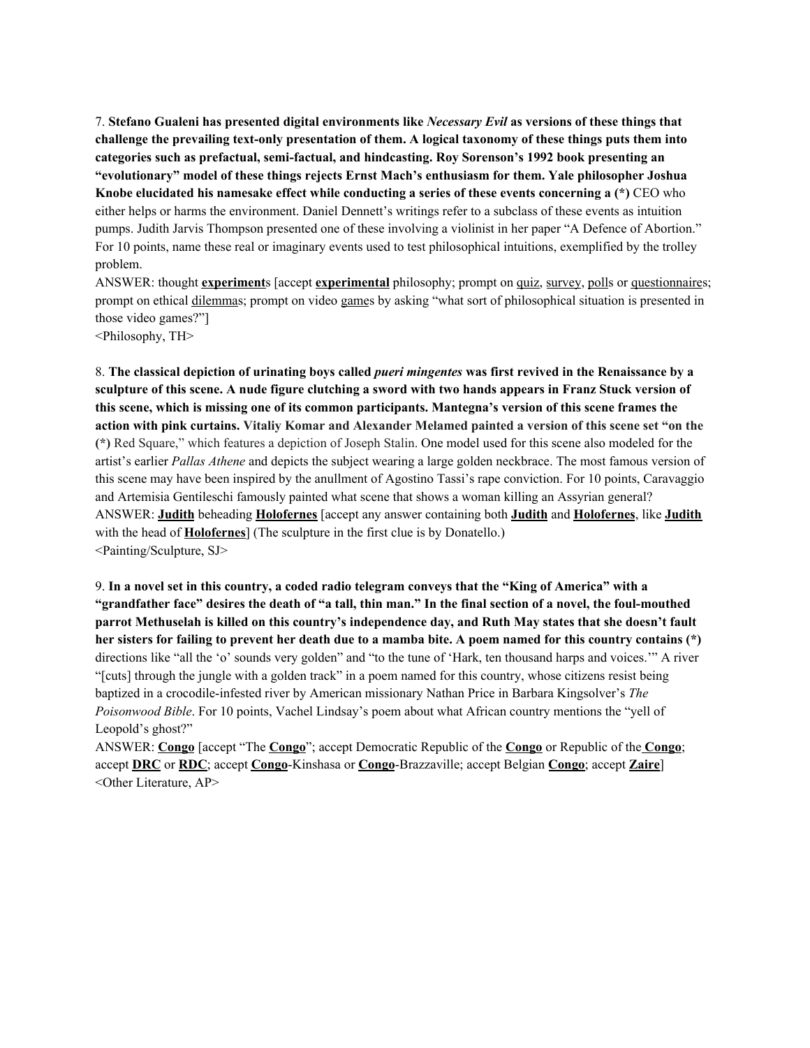7. **Stefano Gualeni has presented digital environments like *Necessary Evil* as versions of these things that challenge the prevailing text-only presentation of them. A logical taxonomy of these things puts them into categories such as prefactual, semi-factual, and hindcasting. Roy Sorenson's 1992 book presenting an "evolutionary" model of these things rejects Ernst Mach's enthusiasm for them. Yale philosopher Joshua Knobe elucidated his namesake effect while conducting a series of these events concerning a (*)** CEO who either helps or harms the environment. Daniel Dennett's writings refer to a subclass of these events as intuition pumps. Judith Jarvis Thompson presented one of these involving a violinist in her paper "A Defence of Abortion." For 10 points, name these real or imaginary events used to test philosophical intuitions, exemplified by the trolley problem.

ANSWER: thought **experiment**s [accept **experimental** philosophy; prompt on quiz, survey, polls or questionnaires; prompt on ethical dilemmas; prompt on video games by asking "what sort of philosophical situation is presented in those video games?"]

<Philosophy, TH>

8. **The classical depiction of urinating boys called *pueri mingentes* was first revived in the Renaissance by a sculpture of this scene. A nude figure clutching a sword with two hands appears in Franz Stuck version of this scene, which is missing one of its common participants. Mantegna's version of this scene frames the action with pink curtains. Vitaliy Komar and Alexander Melamed painted a version of this scene set "on the (*)** Red Square," which features a depiction of Joseph Stalin. One model used for this scene also modeled for the artist's earlier *Pallas Athene* and depicts the subject wearing a large golden neckbrace. The most famous version of this scene may have been inspired by the anullment of Agostino Tassi's rape conviction. For 10 points, Caravaggio and Artemisia Gentileschi famously painted what scene that shows a woman killing an Assyrian general?

ANSWER: **Judith** beheading **Holofernes** [accept any answer containing both **Judith** and **Holofernes**, like **Judith** with the head of **Holofernes**] (The sculpture in the first clue is by Donatello.)

<Painting/Sculpture, SJ>

9. **In a novel set in this country, a coded radio telegram conveys that the "King of America" with a "grandfather face" desires the death of "a tall, thin man." In the final section of a novel, the foul-mouthed parrot Methuselah is killed on this country's independence day, and Ruth May states that she doesn't fault her sisters for failing to prevent her death due to a mamba bite. A poem named for this country contains (*)** directions like "all the 'o' sounds very golden" and "to the tune of 'Hark, ten thousand harps and voices.'" A river "[cuts] through the jungle with a golden track" in a poem named for this country, whose citizens resist being baptized in a crocodile-infested river by American missionary Nathan Price in Barbara Kingsolver's *The Poisonwood Bible*. For 10 points, Vachel Lindsay's poem about what African country mentions the "yell of Leopold's ghost?"

ANSWER: **Congo** [accept "The **Congo**"; accept Democratic Republic of the **Congo** or Republic of the **Congo**; accept **DRC** or **RDC**; accept **Congo**-Kinshasa or **Congo**-Brazzaville; accept Belgian **Congo**; accept **Zaire**]

<Other Literature, AP>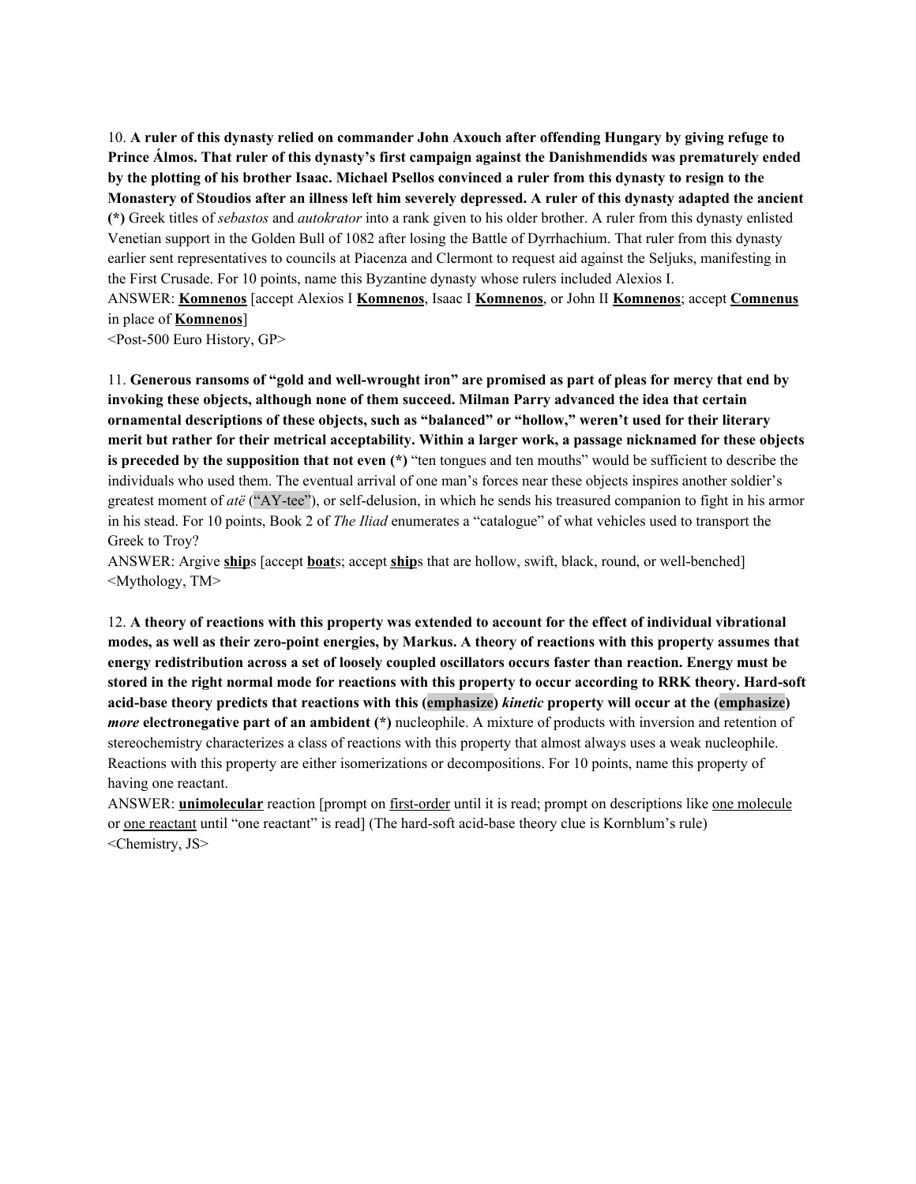10. **A ruler of this dynasty relied on commander John Axouch after offending Hungary by giving refuge to Prince Álmos. That ruler of this dynasty's first campaign against the Danishmendids was prematurely ended by the plotting of his brother Isaac. Michael Psellos convinced a ruler from this dynasty to resign to the Monastery of Stoudios after an illness left him severely depressed. A ruler of this dynasty adapted the ancient (*)** Greek titles of *sebastos* and *autokrator* into a rank given to his older brother. A ruler from this dynasty enlisted Venetian support in the Golden Bull of 1082 after losing the Battle of Dyrrhachium. That ruler from this dynasty earlier sent representatives to councils at Piacenza and Clermont to request aid against the Seljuks, manifesting in the First Crusade. For 10 points, name this Byzantine dynasty whose rulers included Alexios I.

ANSWER: **Komnenos** [accept Alexios I **Komnenos**, Isaac I **Komnenos**, or John II **Komnenos**; accept **Comnenus** in place of **Komnenos**]

<Post-500 Euro History, GP>

11. **Generous ransoms of "gold and well-wrought iron" are promised as part of pleas for mercy that end by invoking these objects, although none of them succeed. Milman Parry advanced the idea that certain ornamental descriptions of these objects, such as "balanced" or "hollow," weren't used for their literary merit but rather for their metrical acceptability. Within a larger work, a passage nicknamed for these objects is preceded by the supposition that not even (*)** "ten tongues and ten mouths" would be sufficient to describe the individuals who used them. The eventual arrival of one man's forces near these objects inspires another soldier's greatest moment of *atë* ("AY-tee"), or self-delusion, in which he sends his treasured companion to fight in his armor in his stead. For 10 points, Book 2 of *The Iliad* enumerates a "catalogue" of what vehicles used to transport the Greek to Troy?

ANSWER: Argive **ship**s [accept **boat**s; accept **ship**s that are hollow, swift, black, round, or well-benched]

<Mythology, TM>

12. **A theory of reactions with this property was extended to account for the effect of individual vibrational modes, as well as their zero-point energies, by Markus. A theory of reactions with this property assumes that energy redistribution across a set of loosely coupled oscillators occurs faster than reaction. Energy must be stored in the right normal mode for reactions with this property to occur according to RRK theory. Hard-soft acid-base theory predicts that reactions with this (emphasize) *kinetic* property will occur at the (emphasize) *more* electronegative part of an ambident (*)** nucleophile. A mixture of products with inversion and retention of stereochemistry characterizes a class of reactions with this property that almost always uses a weak nucleophile. Reactions with this property are either isomerizations or decompositions. For 10 points, name this property of having one reactant.

ANSWER: **unimolecular** reaction [prompt on first-order until it is read; prompt on descriptions like one molecule or one reactant until "one reactant" is read] (The hard-soft acid-base theory clue is Kornblum's rule)

<Chemistry, JS>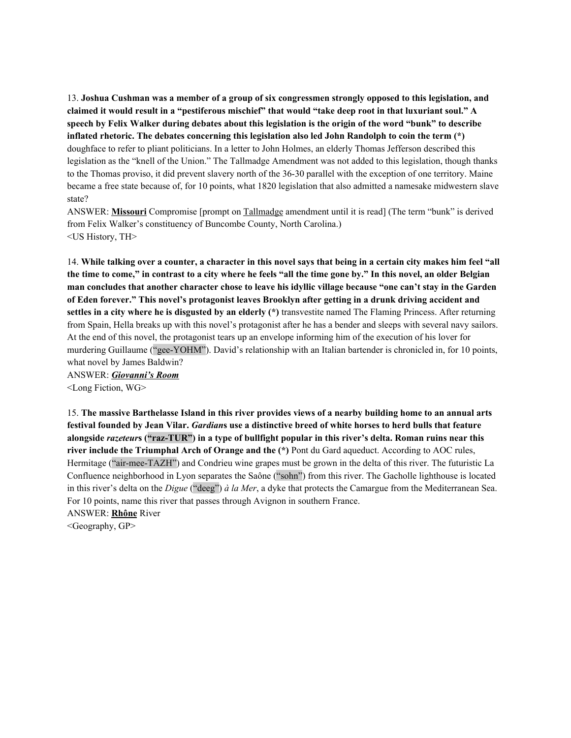13. **Joshua Cushman was a member of a group of six congressmen strongly opposed to this legislation, and claimed it would result in a "pestiferous mischief" that would "take deep root in that luxuriant soul." A speech by Felix Walker during debates about this legislation is the origin of the word "bunk" to describe inflated rhetoric. The debates concerning this legislation also led John Randolph to coin the term (*)** doughface to refer to pliant politicians. In a letter to John Holmes, an elderly Thomas Jefferson described this legislation as the "knell of the Union." The Tallmadge Amendment was not added to this legislation, though thanks to the Thomas proviso, it did prevent slavery north of the 36-30 parallel with the exception of one territory. Maine became a free state because of, for 10 points, what 1820 legislation that also admitted a namesake midwestern slave state?

ANSWER: <u>**Missouri**</u> Compromise [prompt on <u>Tallmadge</u> amendment until it is read] (The term "bunk" is derived from Felix Walker's constituency of Buncombe County, North Carolina.)

<US History, TH>

14. **While talking over a counter, a character in this novel says that being in a certain city makes him feel "all the time to come," in contrast to a city where he feels "all the time gone by." In this novel, an older Belgian man concludes that another character chose to leave his idyllic village because "one can't stay in the Garden of Eden forever." This novel's protagonist leaves Brooklyn after getting in a drunk driving accident and settles in a city where he is disgusted by an elderly (*)** transvestite named The Flaming Princess. After returning from Spain, Hella breaks up with this novel's protagonist after he has a bender and sleeps with several navy sailors. At the end of this novel, the protagonist tears up an envelope informing him of the execution of his lover for murdering Guillaume ("gee-YOHM"). David's relationship with an Italian bartender is chronicled in, for 10 points, what novel by James Baldwin?

ANSWER: <u>***Giovanni's Room***</u>

<Long Fiction, WG>

15. **The massive Barthelasse Island in this river provides views of a nearby building home to an annual arts festival founded by Jean Vilar. *Gardian*s use a distinctive breed of white horses to herd bulls that feature alongside *razeteur*s ("raz-TUR") in a type of bullfight popular in this river's delta. Roman ruins near this river include the Triumphal Arch of Orange and the (*)** Pont du Gard aqueduct. According to AOC rules, Hermitage ("air-mee-TAZH") and Condrieu wine grapes must be grown in the delta of this river. The futuristic La Confluence neighborhood in Lyon separates the Saône ("sohn") from this river. The Gacholle lighthouse is located in this river's delta on the *Digue* ("deeg") *à la Mer*, a dyke that protects the Camargue from the Mediterranean Sea. For 10 points, name this river that passes through Avignon in southern France.

ANSWER: <u>**Rhône**</u> River

<Geography, GP>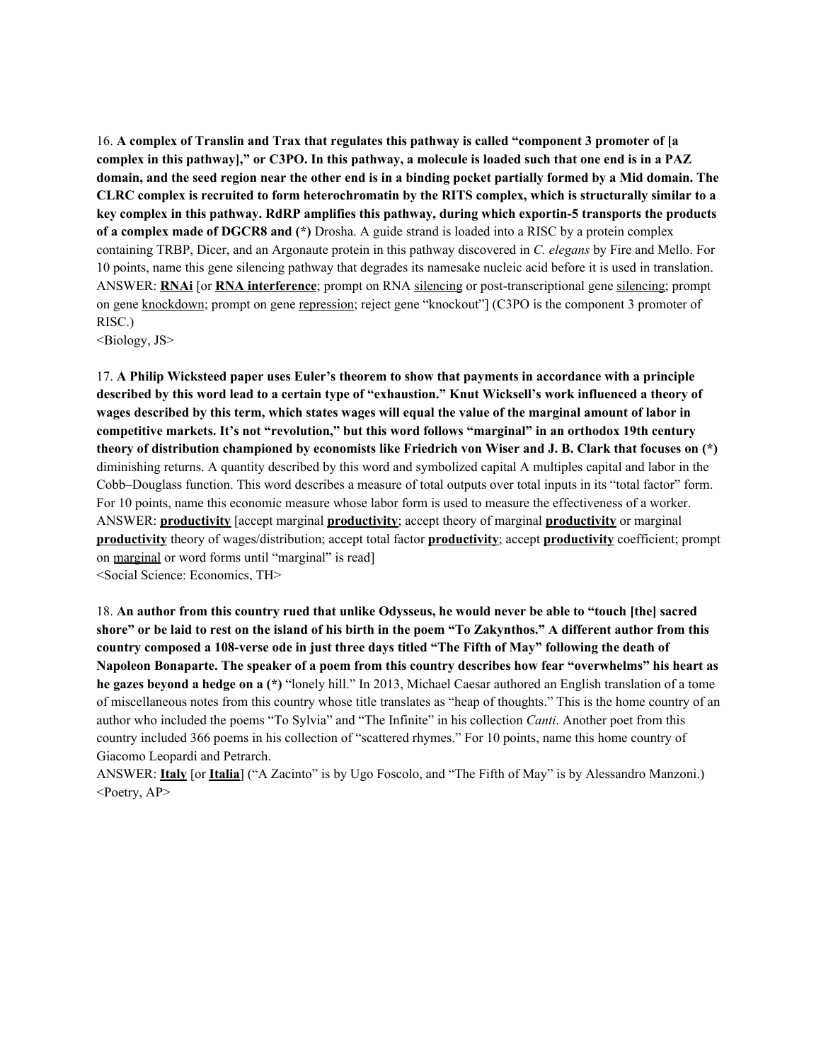16. **A complex of Translin and Trax that regulates this pathway is called "component 3 promoter of [a complex in this pathway]," or C3PO. In this pathway, a molecule is loaded such that one end is in a PAZ domain, and the seed region near the other end is in a binding pocket partially formed by a Mid domain. The CLRC complex is recruited to form heterochromatin by the RITS complex, which is structurally similar to a key complex in this pathway. RdRP amplifies this pathway, during which exportin-5 transports the products of a complex made of DGCR8 and (*)** Drosha. A guide strand is loaded into a RISC by a protein complex containing TRBP, Dicer, and an Argonaute protein in this pathway discovered in *C. elegans* by Fire and Mello. For 10 points, name this gene silencing pathway that degrades its namesake nucleic acid before it is used in translation.

ANSWER: **<u>RNAi</u>** [or **<u>RNA interference</u>**; prompt on RNA <u>silencing</u> or post-transcriptional gene <u>silencing</u>; prompt on gene <u>knockdown</u>; prompt on gene <u>repression</u>; reject gene "knockout"] (C3PO is the component 3 promoter of RISC.)

<Biology, JS>

17. **A Philip Wicksteed paper uses Euler's theorem to show that payments in accordance with a principle described by this word lead to a certain type of "exhaustion." Knut Wicksell's work influenced a theory of wages described by this term, which states wages will equal the value of the marginal amount of labor in competitive markets. It's not "revolution," but this word follows "marginal" in an orthodox 19th century theory of distribution championed by economists like Friedrich von Wiser and J. B. Clark that focuses on (*)** diminishing returns. A quantity described by this word and symbolized capital A multiples capital and labor in the Cobb–Douglass function. This word describes a measure of total outputs over total inputs in its "total factor" form. For 10 points, name this economic measure whose labor form is used to measure the effectiveness of a worker.

ANSWER: **<u>productivity</u>** [accept marginal **<u>productivity</u>**; accept theory of marginal **<u>productivity</u>** or marginal **<u>productivity</u>** theory of wages/distribution; accept total factor **<u>productivity</u>**; accept **<u>productivity</u>** coefficient; prompt on <u>marginal</u> or word forms until "marginal" is read]

<Social Science: Economics, TH>

18. **An author from this country rued that unlike Odysseus, he would never be able to "touch [the] sacred shore" or be laid to rest on the island of his birth in the poem "To Zakynthos." A different author from this country composed a 108-verse ode in just three days titled "The Fifth of May" following the death of Napoleon Bonaparte. The speaker of a poem from this country describes how fear "overwhelms" his heart as he gazes beyond a hedge on a (*)** "lonely hill." In 2013, Michael Caesar authored an English translation of a tome of miscellaneous notes from this country whose title translates as "heap of thoughts." This is the home country of an author who included the poems "To Sylvia" and "The Infinite" in his collection *Canti*. Another poet from this country included 366 poems in his collection of "scattered rhymes." For 10 points, name this home country of Giacomo Leopardi and Petrarch.

ANSWER: **<u>Italy</u>** [or **<u>Italia</u>**] ("A Zacinto" is by Ugo Foscolo, and "The Fifth of May" is by Alessandro Manzoni.)

<Poetry, AP>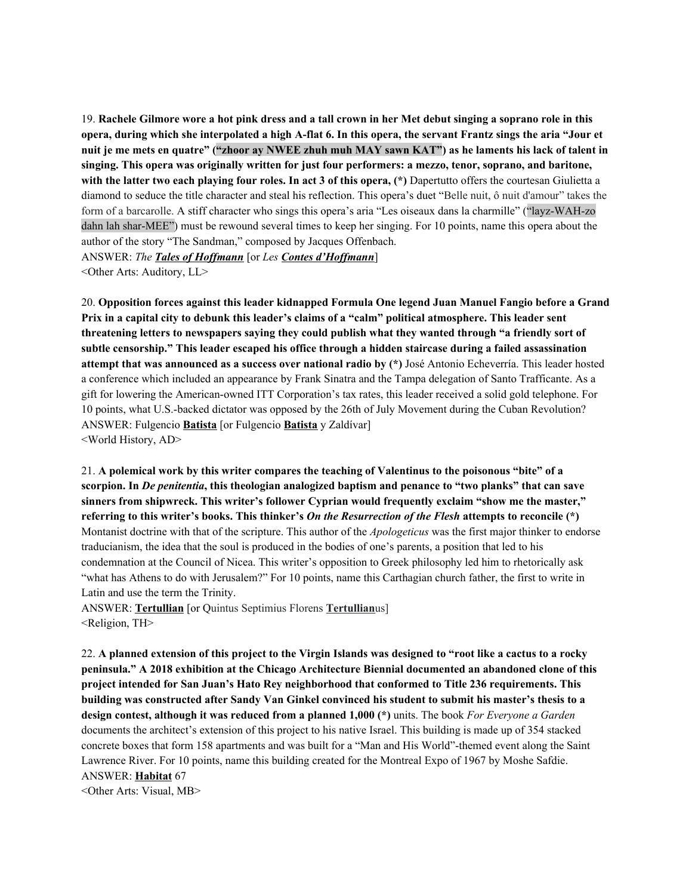19. **Rachele Gilmore wore a hot pink dress and a tall crown in her Met debut singing a soprano role in this opera, during which she interpolated a high A-flat 6. In this opera, the servant Frantz sings the aria "Jour et nuit je me mets en quatre" ("zhoor ay NWEE zhuh muh MAY sawn KAT") as he laments his lack of talent in singing. This opera was originally written for just four performers: a mezzo, tenor, soprano, and baritone, with the latter two each playing four roles. In act 3 of this opera, (*)** Dapertutto offers the courtesan Giulietta a diamond to seduce the title character and steal his reflection. This opera's duet "Belle nuit, ô nuit d'amour" takes the form of a barcarolle. A stiff character who sings this opera's aria "Les oiseaux dans la charmille" ("layz-WAH-zo dahn lah shar-MEE") must be rewound several times to keep her singing. For 10 points, name this opera about the author of the story "The Sandman," composed by Jacques Offenbach.
ANSWER: *The* ***Tales of Hoffmann*** [or *Les* ***Contes d'Hoffmann***]
<Other Arts: Auditory, LL>

20. **Opposition forces against this leader kidnapped Formula One legend Juan Manuel Fangio before a Grand Prix in a capital city to debunk this leader's claims of a "calm" political atmosphere. This leader sent threatening letters to newspapers saying they could publish what they wanted through "a friendly sort of subtle censorship." This leader escaped his office through a hidden staircase during a failed assassination attempt that was announced as a success over national radio by (*)** José Antonio Echeverría. This leader hosted a conference which included an appearance by Frank Sinatra and the Tampa delegation of Santo Trafficante. As a gift for lowering the American-owned ITT Corporation's tax rates, this leader received a solid gold telephone. For 10 points, what U.S.-backed dictator was opposed by the 26th of July Movement during the Cuban Revolution?
ANSWER: Fulgencio **Batista** [or Fulgencio **Batista** y Zaldívar]
<World History, AD>

21. **A polemical work by this writer compares the teaching of Valentinus to the poisonous "bite" of a scorpion. In *De penitentia*, this theologian analogized baptism and penance to "two planks" that can save sinners from shipwreck. This writer's follower Cyprian would frequently exclaim "show me the master," referring to this writer's books. This thinker's *On the Resurrection of the Flesh* attempts to reconcile (*)** Montanist doctrine with that of the scripture. This author of the *Apologeticus* was the first major thinker to endorse traducianism, the idea that the soul is produced in the bodies of one's parents, a position that led to his condemnation at the Council of Nicea. This writer's opposition to Greek philosophy led him to rhetorically ask "what has Athens to do with Jerusalem?" For 10 points, name this Carthagian church father, the first to write in Latin and use the term the Trinity.
ANSWER: **Tertullian** [or Quintus Septimius Florens **Tertullian**us]
<Religion, TH>

22. **A planned extension of this project to the Virgin Islands was designed to "root like a cactus to a rocky peninsula." A 2018 exhibition at the Chicago Architecture Biennial documented an abandoned clone of this project intended for San Juan's Hato Rey neighborhood that conformed to Title 236 requirements. This building was constructed after Sandy Van Ginkel convinced his student to submit his master's thesis to a design contest, although it was reduced from a planned 1,000 (*)** units. The book *For Everyone a Garden* documents the architect's extension of this project to his native Israel. This building is made up of 354 stacked concrete boxes that form 158 apartments and was built for a "Man and His World"-themed event along the Saint Lawrence River. For 10 points, name this building created for the Montreal Expo of 1967 by Moshe Safdie.
ANSWER: **Habitat** 67
<Other Arts: Visual, MB>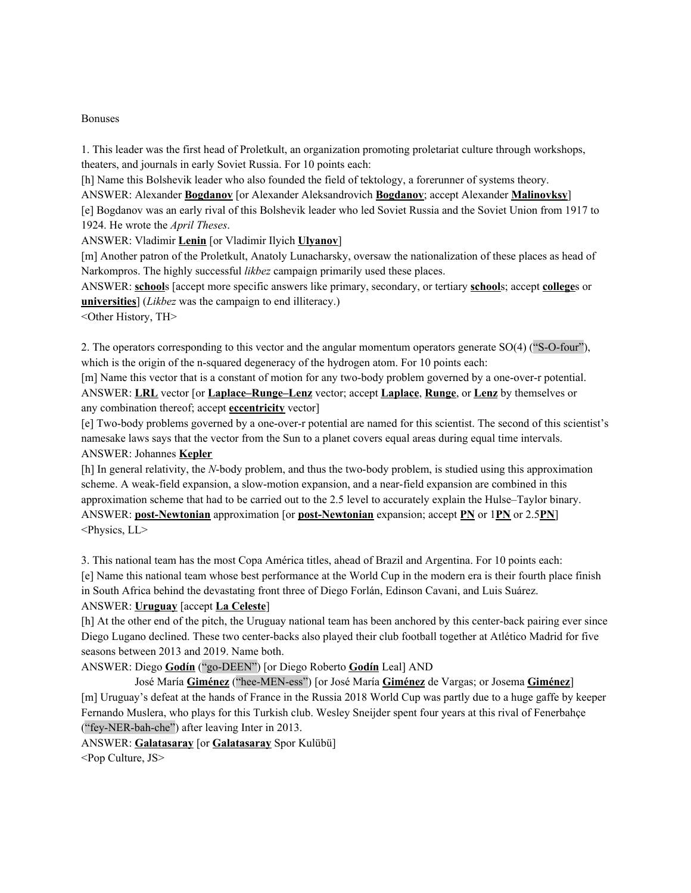Bonuses

1. This leader was the first head of Proletkult, an organization promoting proletariat culture through workshops, theaters, and journals in early Soviet Russia. For 10 points each:

[h] Name this Bolshevik leader who also founded the field of tektology, a forerunner of systems theory.

ANSWER: Alexander **Bogdanov** [or Alexander Aleksandrovich **Bogdanov**; accept Alexander **Malinovksy**]

[e] Bogdanov was an early rival of this Bolshevik leader who led Soviet Russia and the Soviet Union from 1917 to 1924. He wrote the *April Theses*.

ANSWER: Vladimir **Lenin** [or Vladimir Ilyich **Ulyanov**]

[m] Another patron of the Proletkult, Anatoly Lunacharsky, oversaw the nationalization of these places as head of Narkompros. The highly successful *likbez* campaign primarily used these places.

ANSWER: **school**s [accept more specific answers like primary, secondary, or tertiary **school**s; accept **college**s or **universities**] (*Likbez* was the campaign to end illiteracy.)

<Other History, TH>

2. The operators corresponding to this vector and the angular momentum operators generate SO(4) ("S-O-four"), which is the origin of the n-squared degeneracy of the hydrogen atom. For 10 points each:

[m] Name this vector that is a constant of motion for any two-body problem governed by a one-over-r potential.

ANSWER: **LRL** vector [or **Laplace–Runge–Lenz** vector; accept **Laplace**, **Runge**, or **Lenz** by themselves or any combination thereof; accept **eccentricity** vector]

[e] Two-body problems governed by a one-over-r potential are named for this scientist. The second of this scientist's namesake laws says that the vector from the Sun to a planet covers equal areas during equal time intervals.

ANSWER: Johannes **Kepler**

[h] In general relativity, the *N*-body problem, and thus the two-body problem, is studied using this approximation scheme. A weak-field expansion, a slow-motion expansion, and a near-field expansion are combined in this approximation scheme that had to be carried out to the 2.5 level to accurately explain the Hulse–Taylor binary.

ANSWER: **post-Newtonian** approximation [or **post-Newtonian** expansion; accept **PN** or 1**PN** or 2.5**PN**]

<Physics, LL>

3. This national team has the most Copa América titles, ahead of Brazil and Argentina. For 10 points each:

[e] Name this national team whose best performance at the World Cup in the modern era is their fourth place finish in South Africa behind the devastating front three of Diego Forlán, Edinson Cavani, and Luis Suárez.

ANSWER: **Uruguay** [accept **La Celeste**]

[h] At the other end of the pitch, the Uruguay national team has been anchored by this center-back pairing ever since Diego Lugano declined. These two center-backs also played their club football together at Atlético Madrid for five seasons between 2013 and 2019. Name both.

ANSWER: Diego **Godín** ("go-DEEN") [or Diego Roberto **Godín** Leal] AND
José María **Giménez** ("hee-MEN-ess") [or José María **Giménez** de Vargas; or Josema **Giménez**]

[m] Uruguay's defeat at the hands of France in the Russia 2018 World Cup was partly due to a huge gaffe by keeper Fernando Muslera, who plays for this Turkish club. Wesley Sneijder spent four years at this rival of Fenerbahçe ("fey-NER-bah-che") after leaving Inter in 2013.

ANSWER: **Galatasaray** [or **Galatasaray** Spor Kulübü]

<Pop Culture, JS>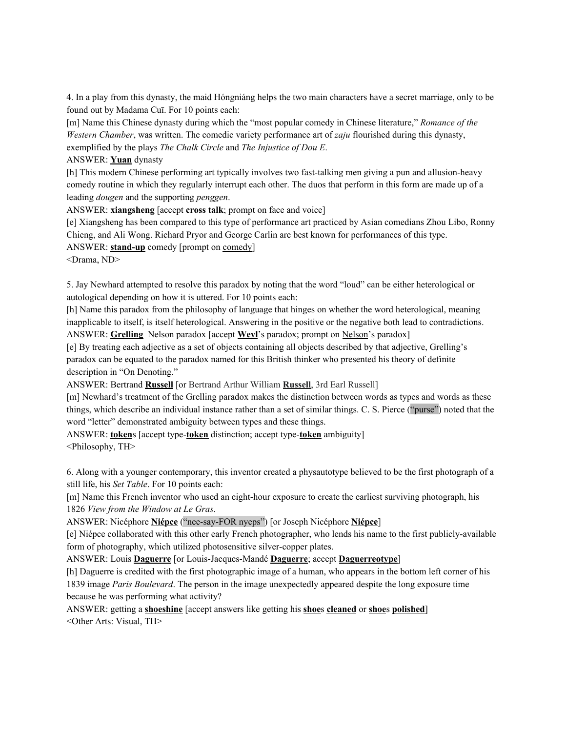4. In a play from this dynasty, the maid Hóngniáng helps the two main characters have a secret marriage, only to be found out by Madama Cuī. For 10 points each:

[m] Name this Chinese dynasty during which the "most popular comedy in Chinese literature," *Romance of the Western Chamber*, was written. The comedic variety performance art of *zaju* flourished during this dynasty, exemplified by the plays *The Chalk Circle* and *The Injustice of Dou E*.

ANSWER: **Yuan** dynasty

[h] This modern Chinese performing art typically involves two fast-talking men giving a pun and allusion-heavy comedy routine in which they regularly interrupt each other. The duos that perform in this form are made up of a leading *dougen* and the supporting *penggen*.

ANSWER: **xiangsheng** [accept **cross talk**; prompt on face and voice]

[e] Xiangsheng has been compared to this type of performance art practiced by Asian comedians Zhou Libo, Ronny Chieng, and Ali Wong. Richard Pryor and George Carlin are best known for performances of this type.

ANSWER: **stand-up** comedy [prompt on comedy]

<Drama, ND>

5. Jay Newhard attempted to resolve this paradox by noting that the word "loud" can be either heterological or autological depending on how it is uttered. For 10 points each:

[h] Name this paradox from the philosophy of language that hinges on whether the word heterological, meaning inapplicable to itself, is itself heterological. Answering in the positive or the negative both lead to contradictions.

ANSWER: **Grelling**–Nelson paradox [accept **Weyl**'s paradox; prompt on Nelson's paradox]

[e] By treating each adjective as a set of objects containing all objects described by that adjective, Grelling's paradox can be equated to the paradox named for this British thinker who presented his theory of definite description in "On Denoting."

ANSWER: Bertrand **Russell** [or Bertrand Arthur William **Russell**, 3rd Earl Russell]

[m] Newhard's treatment of the Grelling paradox makes the distinction between words as types and words as these things, which describe an individual instance rather than a set of similar things. C. S. Pierce ("purse") noted that the word "letter" demonstrated ambiguity between types and these things.

ANSWER: **token**s [accept type-**token** distinction; accept type-**token** ambiguity]

<Philosophy, TH>

6. Along with a younger contemporary, this inventor created a physautotype believed to be the first photograph of a still life, his *Set Table*. For 10 points each:

[m] Name this French inventor who used an eight-hour exposure to create the earliest surviving photograph, his 1826 *View from the Window at Le Gras*.

ANSWER: Nicéphore **Niépce** ("nee-say-FOR nyeps") [or Joseph Nicéphore **Niépce**]

[e] Niépce collaborated with this other early French photographer, who lends his name to the first publicly-available form of photography, which utilized photosensitive silver-copper plates.

ANSWER: Louis **Daguerre** [or Louis-Jacques-Mandé **Daguerre**; accept **Daguerreotype**]

[h] Daguerre is credited with the first photographic image of a human, who appears in the bottom left corner of his 1839 image *Paris Boulevard*. The person in the image unexpectedly appeared despite the long exposure time because he was performing what activity?

ANSWER: getting a **shoeshine** [accept answers like getting his **shoe**s **cleaned** or **shoe**s **polished**]

<Other Arts: Visual, TH>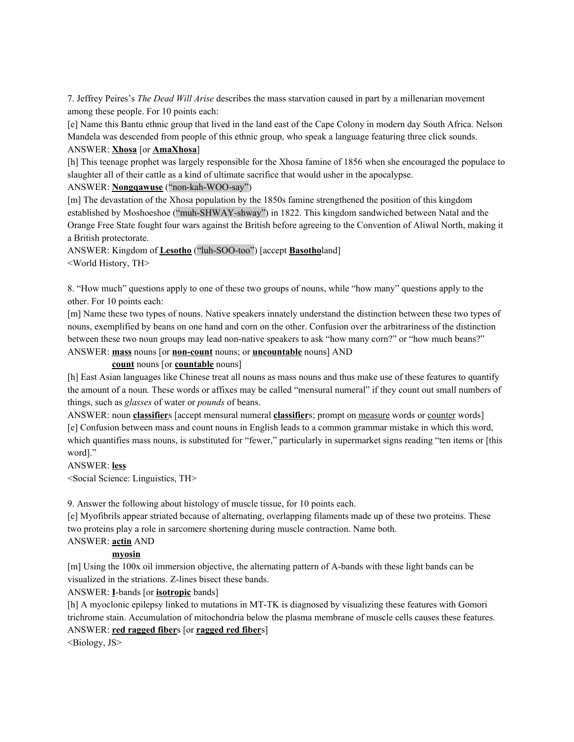7. Jeffrey Peires's *The Dead Will Arise* describes the mass starvation caused in part by a millenarian movement among these people. For 10 points each:

[e] Name this Bantu ethnic group that lived in the land east of the Cape Colony in modern day South Africa. Nelson Mandela was descended from people of this ethnic group, who speak a language featuring three click sounds.

ANSWER: **Xhosa** [or **AmaXhosa**]

[h] This teenage prophet was largely responsible for the Xhosa famine of 1856 when she encouraged the populace to slaughter all of their cattle as a kind of ultimate sacrifice that would usher in the apocalypse.

ANSWER: **Nongqawuse** ("non-kah-WOO-say")

[m] The devastation of the Xhosa population by the 1850s famine strengthened the position of this kingdom established by Moshoeshoe ("muh-SHWAY-shway") in 1822. This kingdom sandwiched between Natal and the Orange Free State fought four wars against the British before agreeing to the Convention of Aliwal North, making it a British protectorate.

ANSWER: Kingdom of **Lesotho** ("luh-SOO-too") [accept **Basotho**land]

<World History, TH>

8. "How much" questions apply to one of these two groups of nouns, while "how many" questions apply to the other. For 10 points each:

[m] Name these two types of nouns. Native speakers innately understand the distinction between these two types of nouns, exemplified by beans on one hand and corn on the other. Confusion over the arbitrariness of the distinction between these two noun groups may lead non-native speakers to ask "how many corn?" or "how much beans?"

ANSWER: **mass** nouns [or **non-count** nouns; or **uncountable** nouns] AND
**count** nouns [or **countable** nouns]

[h] East Asian languages like Chinese treat all nouns as mass nouns and thus make use of these features to quantify the amount of a noun. These words or affixes may be called "mensural numeral" if they count out small numbers of things, such as *glasses* of water or *pounds* of beans.

ANSWER: noun **classifier**s [accept mensural numeral **classifier**s; prompt on measure words or counter words]

[e] Confusion between mass and count nouns in English leads to a common grammar mistake in which this word, which quantifies mass nouns, is substituted for "fewer," particularly in supermarket signs reading "ten items or [this word]."

ANSWER: **less**

<Social Science: Linguistics, TH>

9. Answer the following about histology of muscle tissue, for 10 points each.

[e] Myofibrils appear striated because of alternating, overlapping filaments made up of these two proteins. These two proteins play a role in sarcomere shortening during muscle contraction. Name both.

ANSWER: **actin** AND
**myosin**

[m] Using the 100x oil immersion objective, the alternating pattern of A-bands with these light bands can be visualized in the striations. Z-lines bisect these bands.

ANSWER: **I**-bands [or **isotropic** bands]

[h] A myoclonic epilepsy linked to mutations in MT-TK is diagnosed by visualizing these features with Gomori trichrome stain. Accumulation of mitochondria below the plasma membrane of muscle cells causes these features.

ANSWER: **red ragged fiber**s [or **ragged red fiber**s]

<Biology, JS>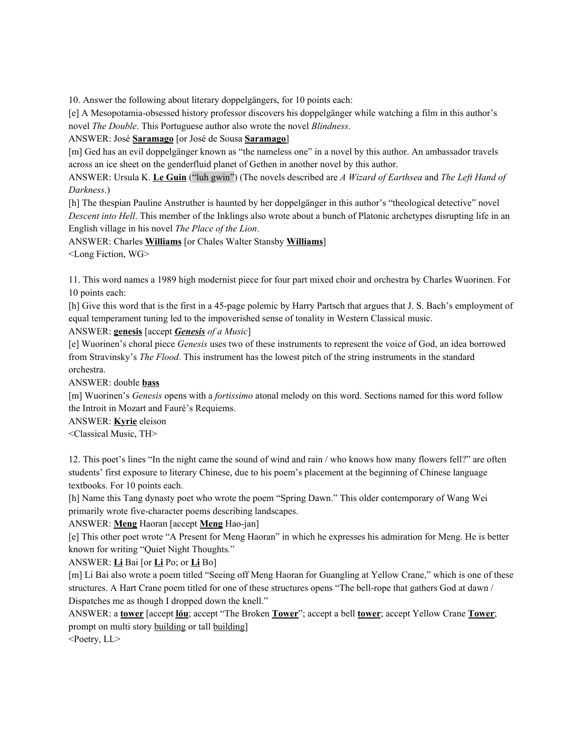10. Answer the following about literary doppelgängers, for 10 points each:

[e] A Mesopotamia-obsessed history professor discovers his doppelgänger while watching a film in this author's novel *The Double*. This Portuguese author also wrote the novel *Blindness*.

ANSWER: José **Saramago** [or José de Sousa **Saramago**]

[m] Ged has an evil doppelgänger known as "the nameless one" in a novel by this author. An ambassador travels across an ice sheet on the genderfluid planet of Gethen in another novel by this author.

ANSWER: Ursula K. **Le Guin** ("luh gwin") (The novels described are *A Wizard of Earthsea* and *The Left Hand of Darkness*.)

[h] The thespian Pauline Anstruther is haunted by her doppelgänger in this author's "theological detective" novel *Descent into Hell*. This member of the Inklings also wrote about a bunch of Platonic archetypes disrupting life in an English village in his novel *The Place of the Lion*.

ANSWER: Charles **Williams** [or Chales Walter Stansby **Williams**]

<Long Fiction, WG>

11. This word names a 1989 high modernist piece for four part mixed choir and orchestra by Charles Wuorinen. For 10 points each:

[h] Give this word that is the first in a 45-page polemic by Harry Partsch that argues that J. S. Bach's employment of equal temperament tuning led to the impoverished sense of tonality in Western Classical music.

ANSWER: **genesis** [accept ***Genesis*** *of a Music*]

[e] Wuorinen's choral piece *Genesis* uses two of these instruments to represent the voice of God, an idea borrowed from Stravinsky's *The Flood*. This instrument has the lowest pitch of the string instruments in the standard orchestra.

ANSWER: double **bass**

[m] Wuorinen's *Genesis* opens with a *fortissimo* atonal melody on this word. Sections named for this word follow the Introit in Mozart and Fauré's Requiems.

ANSWER: **Kyrie** eleison

<Classical Music, TH>

12. This poet's lines "In the night came the sound of wind and rain / who knows how many flowers fell?" are often students' first exposure to literary Chinese, due to his poem's placement at the beginning of Chinese language textbooks. For 10 points each.

[h] Name this Tang dynasty poet who wrote the poem "Spring Dawn." This older contemporary of Wang Wei primarily wrote five-character poems describing landscapes.

ANSWER: **Meng** Haoran [accept **Meng** Hao-jan]

[e] This other poet wrote "A Present for Meng Haoran" in which he expresses his admiration for Meng. He is better known for writing "Quiet Night Thoughts."

ANSWER: **Li** Bai [or **Li** Po; or **Li** Bo]

[m] Li Bai also wrote a poem titled "Seeing off Meng Haoran for Guangling at Yellow Crane," which is one of these structures. A Hart Crane poem titled for one of these structures opens "The bell-rope that gathers God at dawn / Dispatches me as though I dropped down the knell."

ANSWER: a **tower** [accept **lóu**; accept "The Broken **Tower**"; accept a bell **tower**; accept Yellow Crane **Tower**; prompt on multi story building or tall building]

<Poetry, LL>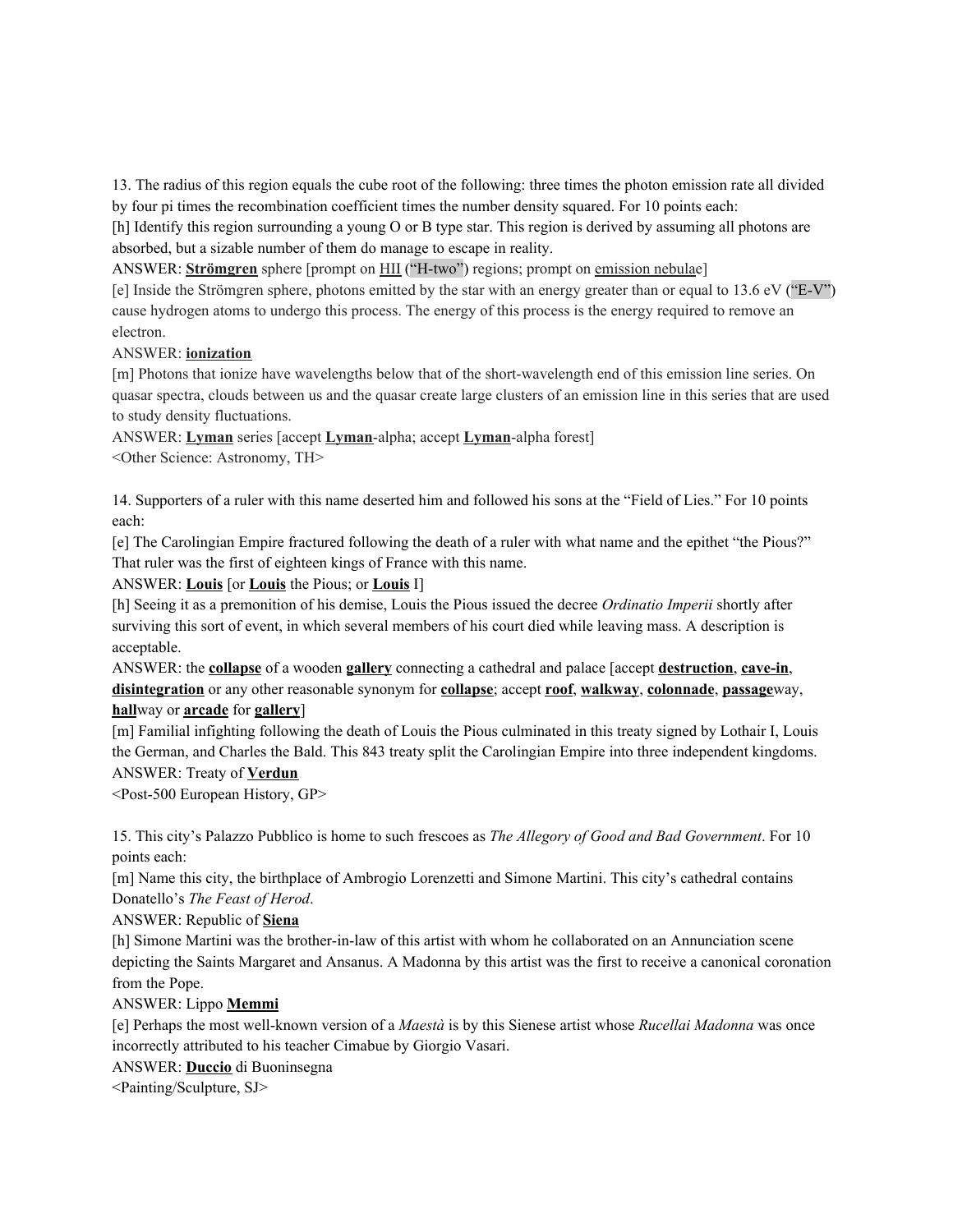13. The radius of this region equals the cube root of the following: three times the photon emission rate all divided by four pi times the recombination coefficient times the number density squared. For 10 points each:

[h] Identify this region surrounding a young O or B type star. This region is derived by assuming all photons are absorbed, but a sizable number of them do manage to escape in reality.

ANSWER: **<u>Strömgren</u>** sphere [prompt on <u>HII</u> ("H-two") regions; prompt on <u>emission nebula</u>e]

[e] Inside the Strömgren sphere, photons emitted by the star with an energy greater than or equal to 13.6 eV ("E-V") cause hydrogen atoms to undergo this process. The energy of this process is the energy required to remove an electron.

ANSWER: **<u>ionization</u>**

[m] Photons that ionize have wavelengths below that of the short-wavelength end of this emission line series. On quasar spectra, clouds between us and the quasar create large clusters of an emission line in this series that are used to study density fluctuations.

ANSWER: **<u>Lyman</u>** series [accept **<u>Lyman</u>**-alpha; accept **<u>Lyman</u>**-alpha forest]

<Other Science: Astronomy, TH>

14. Supporters of a ruler with this name deserted him and followed his sons at the "Field of Lies." For 10 points each:

[e] The Carolingian Empire fractured following the death of a ruler with what name and the epithet "the Pious?" That ruler was the first of eighteen kings of France with this name.

ANSWER: **<u>Louis</u>** [or **<u>Louis</u>** the Pious; or **<u>Louis</u>** I]

[h] Seeing it as a premonition of his demise, Louis the Pious issued the decree *Ordinatio Imperii* shortly after surviving this sort of event, in which several members of his court died while leaving mass. A description is acceptable.

ANSWER: the **<u>collapse</u>** of a wooden **<u>gallery</u>** connecting a cathedral and palace [accept **<u>destruction</u>**, **<u>cave-in</u>**, **<u>disintegration</u>** or any other reasonable synonym for **<u>collapse</u>**; accept **<u>roof</u>**, **<u>walkway</u>**, **<u>colonnade</u>**, **<u>passage</u>**way, **<u>hall</u>**way or **<u>arcade</u>** for **<u>gallery</u>**]

[m] Familial infighting following the death of Louis the Pious culminated in this treaty signed by Lothair I, Louis the German, and Charles the Bald. This 843 treaty split the Carolingian Empire into three independent kingdoms.

ANSWER: Treaty of **<u>Verdun</u>**

<Post-500 European History, GP>

15. This city's Palazzo Pubblico is home to such frescoes as *The Allegory of Good and Bad Government*. For 10 points each:

[m] Name this city, the birthplace of Ambrogio Lorenzetti and Simone Martini. This city's cathedral contains Donatello's *The Feast of Herod*.

ANSWER: Republic of **<u>Siena</u>**

[h] Simone Martini was the brother-in-law of this artist with whom he collaborated on an Annunciation scene depicting the Saints Margaret and Ansanus. A Madonna by this artist was the first to receive a canonical coronation from the Pope.

ANSWER: Lippo **<u>Memmi</u>**

[e] Perhaps the most well-known version of a *Maestà* is by this Sienese artist whose *Rucellai Madonna* was once incorrectly attributed to his teacher Cimabue by Giorgio Vasari.

ANSWER: **<u>Duccio</u>** di Buoninsegna

<Painting/Sculpture, SJ>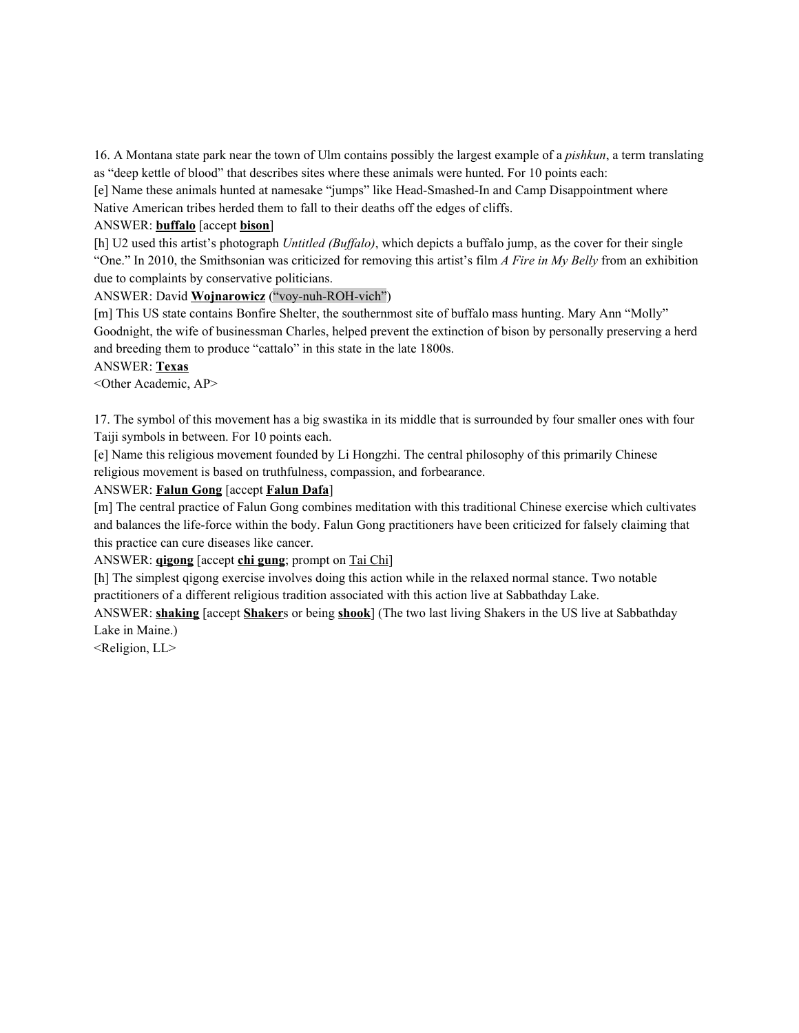16. A Montana state park near the town of Ulm contains possibly the largest example of a *pishkun*, a term translating as "deep kettle of blood" that describes sites where these animals were hunted. For 10 points each:

[e] Name these animals hunted at namesake "jumps" like Head-Smashed-In and Camp Disappointment where Native American tribes herded them to fall to their deaths off the edges of cliffs.

ANSWER: **buffalo** [accept **bison**]

[h] U2 used this artist's photograph *Untitled (Buffalo)*, which depicts a buffalo jump, as the cover for their single "One." In 2010, the Smithsonian was criticized for removing this artist's film *A Fire in My Belly* from an exhibition due to complaints by conservative politicians.

ANSWER: David **Wojnarowicz** ("voy-nuh-ROH-vich")

[m] This US state contains Bonfire Shelter, the southernmost site of buffalo mass hunting. Mary Ann "Molly" Goodnight, the wife of businessman Charles, helped prevent the extinction of bison by personally preserving a herd and breeding them to produce "cattalo" in this state in the late 1800s.

ANSWER: **Texas**

<Other Academic, AP>

17. The symbol of this movement has a big swastika in its middle that is surrounded by four smaller ones with four Taiji symbols in between. For 10 points each.

[e] Name this religious movement founded by Li Hongzhi. The central philosophy of this primarily Chinese religious movement is based on truthfulness, compassion, and forbearance.

ANSWER: **Falun Gong** [accept **Falun Dafa**]

[m] The central practice of Falun Gong combines meditation with this traditional Chinese exercise which cultivates and balances the life-force within the body. Falun Gong practitioners have been criticized for falsely claiming that this practice can cure diseases like cancer.

ANSWER: **qigong** [accept **chi gung**; prompt on Tai Chi]

[h] The simplest qigong exercise involves doing this action while in the relaxed normal stance. Two notable practitioners of a different religious tradition associated with this action live at Sabbathday Lake.

ANSWER: **shaking** [accept **Shaker**s or being **shook**] (The two last living Shakers in the US live at Sabbathday Lake in Maine.)

<Religion, LL>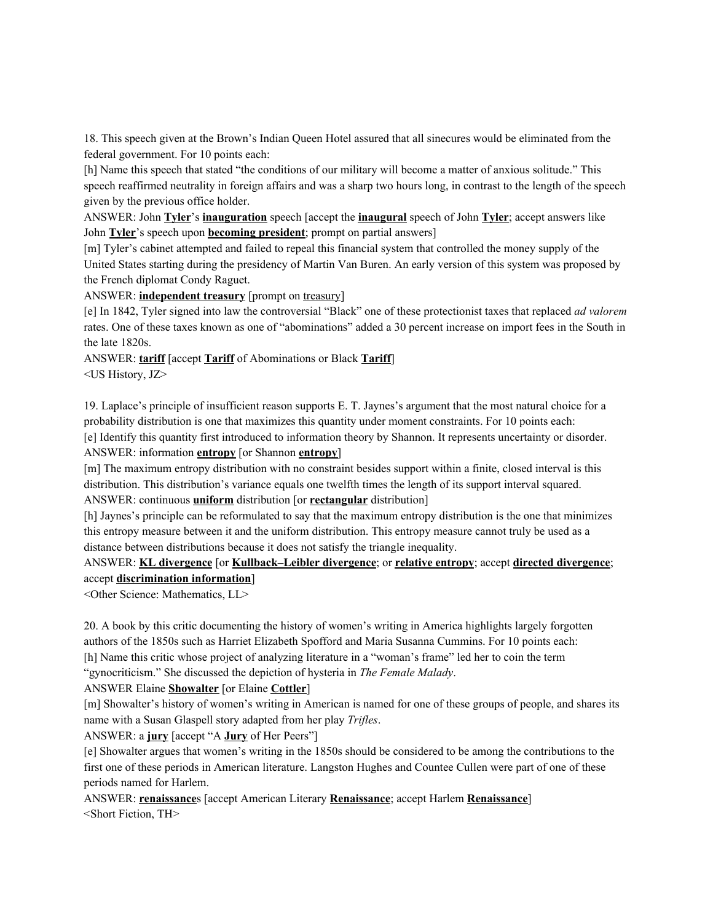18. This speech given at the Brown's Indian Queen Hotel assured that all sinecures would be eliminated from the federal government. For 10 points each:

[h] Name this speech that stated "the conditions of our military will become a matter of anxious solitude." This speech reaffirmed neutrality in foreign affairs and was a sharp two hours long, in contrast to the length of the speech given by the previous office holder.

ANSWER: John **Tyler**'s **inauguration** speech [accept the **inaugural** speech of John **Tyler**; accept answers like John **Tyler**'s speech upon **becoming president**; prompt on partial answers]

[m] Tyler's cabinet attempted and failed to repeal this financial system that controlled the money supply of the United States starting during the presidency of Martin Van Buren. An early version of this system was proposed by the French diplomat Condy Raguet.

ANSWER: **independent treasury** [prompt on treasury]

[e] In 1842, Tyler signed into law the controversial "Black" one of these protectionist taxes that replaced *ad valorem* rates. One of these taxes known as one of "abominations" added a 30 percent increase on import fees in the South in the late 1820s.

ANSWER: **tariff** [accept **Tariff** of Abominations or Black **Tariff**]

<US History, JZ>

19. Laplace's principle of insufficient reason supports E. T. Jaynes's argument that the most natural choice for a probability distribution is one that maximizes this quantity under moment constraints. For 10 points each:

[e] Identify this quantity first introduced to information theory by Shannon. It represents uncertainty or disorder.

ANSWER: information **entropy** [or Shannon **entropy**]

[m] The maximum entropy distribution with no constraint besides support within a finite, closed interval is this distribution. This distribution's variance equals one twelfth times the length of its support interval squared.

ANSWER: continuous **uniform** distribution [or **rectangular** distribution]

[h] Jaynes's principle can be reformulated to say that the maximum entropy distribution is the one that minimizes this entropy measure between it and the uniform distribution. This entropy measure cannot truly be used as a distance between distributions because it does not satisfy the triangle inequality.

ANSWER: **KL divergence** [or **Kullback–Leibler divergence**; or **relative entropy**; accept **directed divergence**; accept **discrimination information**]

<Other Science: Mathematics, LL>

20. A book by this critic documenting the history of women's writing in America highlights largely forgotten authors of the 1850s such as Harriet Elizabeth Spofford and Maria Susanna Cummins. For 10 points each:

[h] Name this critic whose project of analyzing literature in a "woman's frame" led her to coin the term "gynocriticism." She discussed the depiction of hysteria in *The Female Malady*.

ANSWER Elaine **Showalter** [or Elaine **Cottler**]

[m] Showalter's history of women's writing in American is named for one of these groups of people, and shares its name with a Susan Glaspell story adapted from her play *Trifles*.

ANSWER: a **jury** [accept "A **Jury** of Her Peers"]

[e] Showalter argues that women's writing in the 1850s should be considered to be among the contributions to the first one of these periods in American literature. Langston Hughes and Countee Cullen were part of one of these periods named for Harlem.

ANSWER: **renaissance**s [accept American Literary **Renaissance**; accept Harlem **Renaissance**]

<Short Fiction, TH>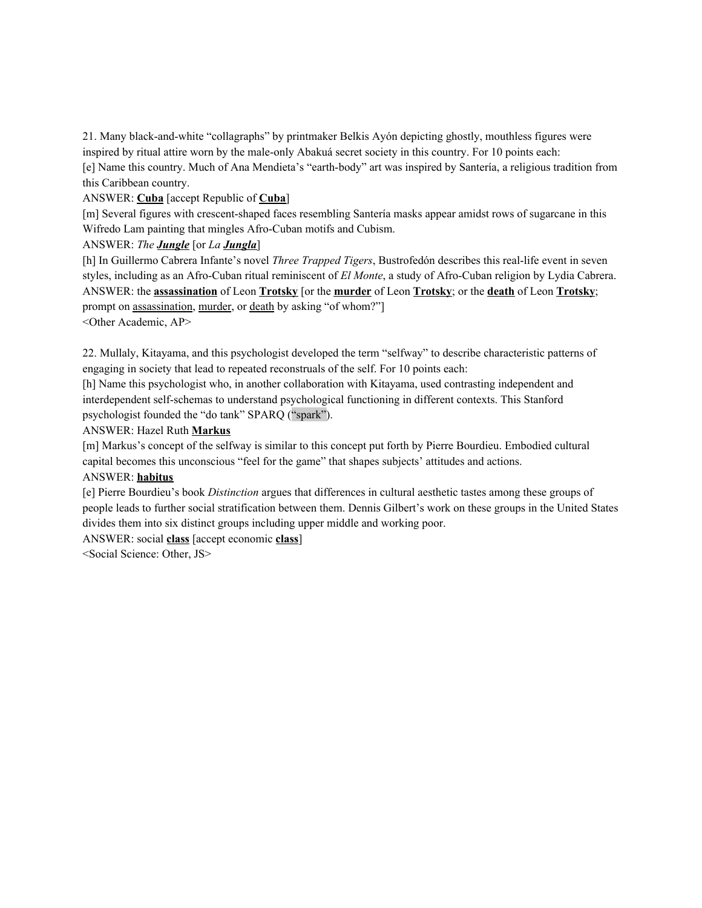21. Many black-and-white “collagraphs” by printmaker Belkis Ayón depicting ghostly, mouthless figures were inspired by ritual attire worn by the male-only Abakuá secret society in this country. For 10 points each:

[e] Name this country. Much of Ana Mendieta’s “earth-body” art was inspired by Santería, a religious tradition from this Caribbean country.

ANSWER: **Cuba** [accept Republic of **Cuba**]

[m] Several figures with crescent-shaped faces resembling Santería masks appear amidst rows of sugarcane in this Wifredo Lam painting that mingles Afro-Cuban motifs and Cubism.

ANSWER: *The* ***Jungle*** [or *La* ***Jungla***]

[h] In Guillermo Cabrera Infante’s novel *Three Trapped Tigers*, Bustrofedón describes this real-life event in seven styles, including as an Afro-Cuban ritual reminiscent of *El Monte*, a study of Afro-Cuban religion by Lydia Cabrera.

ANSWER: the **assassination** of Leon **Trotsky** [or the **murder** of Leon **Trotsky**; or the **death** of Leon **Trotsky**; prompt on assassination, murder, or death by asking “of whom?”]

<Other Academic, AP>

22. Mullaly, Kitayama, and this psychologist developed the term “selfway” to describe characteristic patterns of engaging in society that lead to repeated reconstruals of the self. For 10 points each:

[h] Name this psychologist who, in another collaboration with Kitayama, used contrasting independent and interdependent self-schemas to understand psychological functioning in different contexts. This Stanford psychologist founded the “do tank” SPARQ (“spark”).

ANSWER: Hazel Ruth **Markus**

[m] Markus’s concept of the selfway is similar to this concept put forth by Pierre Bourdieu. Embodied cultural capital becomes this unconscious “feel for the game” that shapes subjects’ attitudes and actions.

ANSWER: **habitus**

[e] Pierre Bourdieu’s book *Distinction* argues that differences in cultural aesthetic tastes among these groups of people leads to further social stratification between them. Dennis Gilbert’s work on these groups in the United States divides them into six distinct groups including upper middle and working poor.

ANSWER: social **class** [accept economic **class**]

<Social Science: Other, JS>